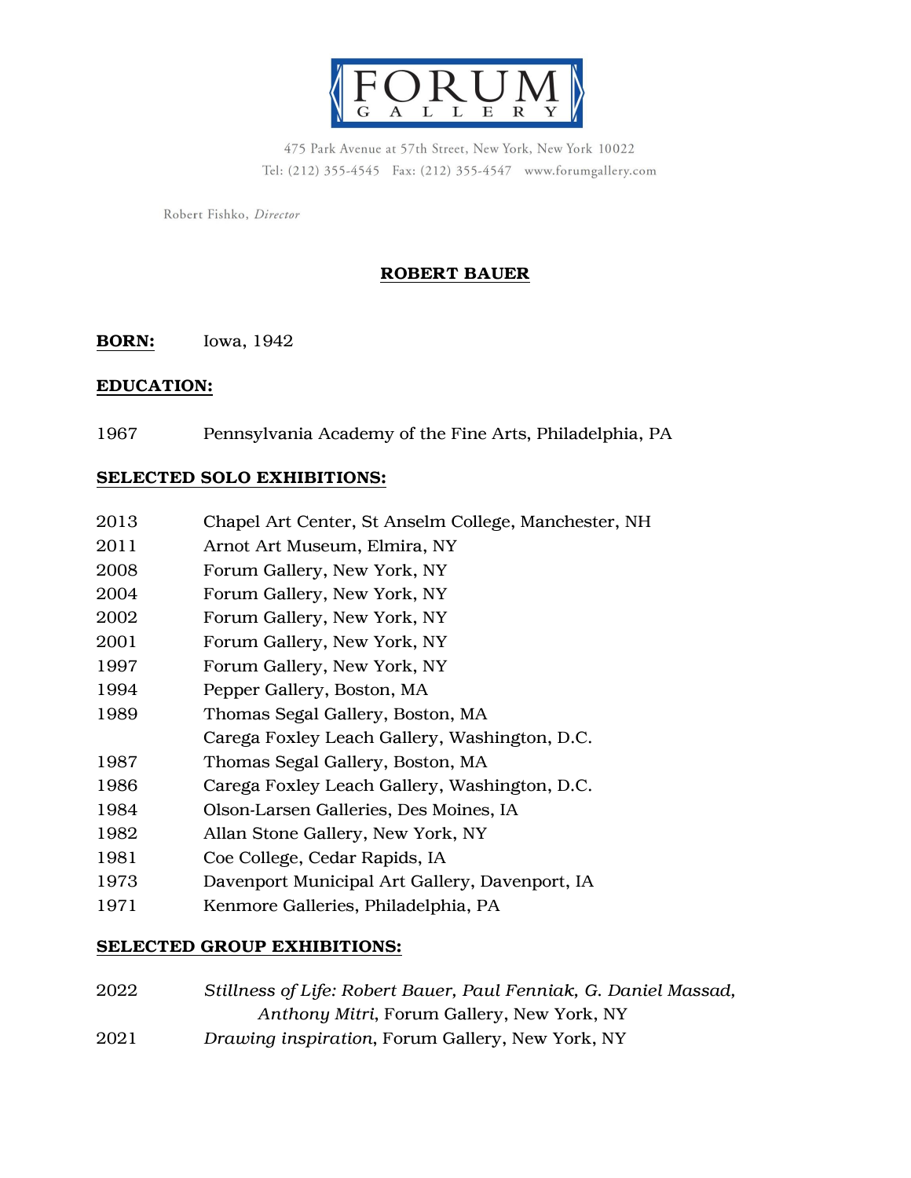# FORUM GALLERY

475 Park Avenue at 57th Street, New York, New York 10022
Tel: (212) 355-4545 Fax: (212) 355-4547 www.forumgallery.com

Robert Fishko, *Director*

## ROBERT BAUER

**BORN:** Iowa, 1942

**EDUCATION:**

1967 Pennsylvania Academy of the Fine Arts, Philadelphia, PA

**SELECTED SOLO EXHIBITIONS:**

2013 Chapel Art Center, St Anselm College, Manchester, NH
2011 Arnot Art Museum, Elmira, NY
2008 Forum Gallery, New York, NY
2004 Forum Gallery, New York, NY
2002 Forum Gallery, New York, NY
2001 Forum Gallery, New York, NY
1997 Forum Gallery, New York, NY
1994 Pepper Gallery, Boston, MA
1989 Thomas Segal Gallery, Boston, MA
Carega Foxley Leach Gallery, Washington, D.C.
1987 Thomas Segal Gallery, Boston, MA
1986 Carega Foxley Leach Gallery, Washington, D.C.
1984 Olson-Larsen Galleries, Des Moines, IA
1982 Allan Stone Gallery, New York, NY
1981 Coe College, Cedar Rapids, IA
1973 Davenport Municipal Art Gallery, Davenport, IA
1971 Kenmore Galleries, Philadelphia, PA

**SELECTED GROUP EXHIBITIONS:**

2022 *Stillness of Life: Robert Bauer, Paul Fenniak, G. Daniel Massad, Anthony Mitri*, Forum Gallery, New York, NY
2021 *Drawing inspiration*, Forum Gallery, New York, NY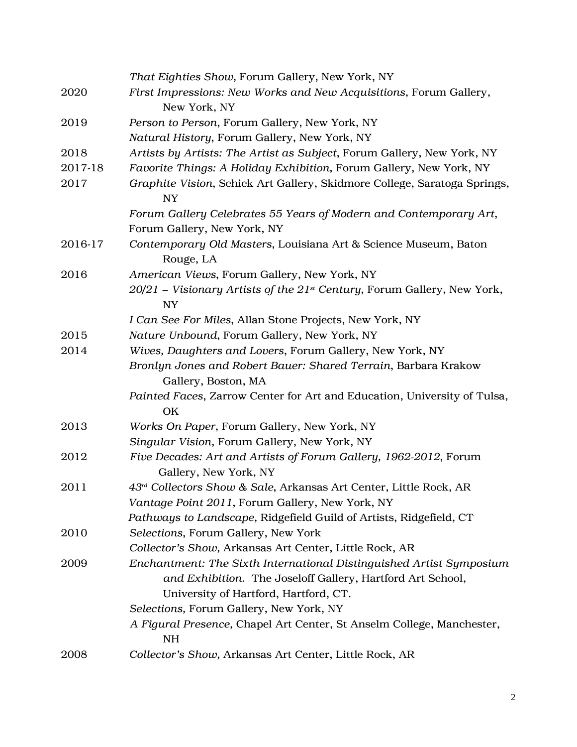| | |
|---|---|
| | *That Eighties Show*, Forum Gallery, New York, NY |
| 2020 | *First Impressions: New Works and New Acquisitions*, Forum Gallery, New York, NY |
| 2019 | *Person to Person*, Forum Gallery, New York, NY |
| | *Natural History*, Forum Gallery, New York, NY |
| 2018 | *Artists by Artists: The Artist as Subject*, Forum Gallery, New York, NY |
| 2017-18 | *Favorite Things: A Holiday Exhibition*, Forum Gallery, New York, NY |
| 2017 | *Graphite Vision*, Schick Art Gallery, Skidmore College, Saratoga Springs, NY |
| | *Forum Gallery Celebrates 55 Years of Modern and Contemporary Art*, Forum Gallery, New York, NY |
| 2016-17 | *Contemporary Old Masters*, Louisiana Art & Science Museum, Baton Rouge, LA |
| 2016 | *American Views*, Forum Gallery, New York, NY |
| | *20/21 – Visionary Artists of the 21st Century*, Forum Gallery, New York, NY |
| | *I Can See For Miles*, Allan Stone Projects, New York, NY |
| 2015 | *Nature Unbound*, Forum Gallery, New York, NY |
| 2014 | *Wives, Daughters and Lovers*, Forum Gallery, New York, NY |
| | *Bronlyn Jones and Robert Bauer: Shared Terrain*, Barbara Krakow Gallery, Boston, MA |
| | *Painted Faces*, Zarrow Center for Art and Education, University of Tulsa, OK |
| 2013 | *Works On Paper*, Forum Gallery, New York, NY |
| | *Singular Vision*, Forum Gallery, New York, NY |
| 2012 | *Five Decades: Art and Artists of Forum Gallery, 1962-2012*, Forum Gallery, New York, NY |
| 2011 | *43rd Collectors Show & Sale*, Arkansas Art Center, Little Rock, AR |
| | *Vantage Point 2011*, Forum Gallery, New York, NY |
| | *Pathways to Landscape,* Ridgefield Guild of Artists, Ridgefield, CT |
| 2010 | *Selections*, Forum Gallery, New York |
| | *Collector's Show,* Arkansas Art Center, Little Rock, AR |
| 2009 | *Enchantment: The Sixth International Distinguished Artist Symposium and Exhibition.* The Joseloff Gallery, Hartford Art School, University of Hartford, Hartford, CT. |
| | *Selections,* Forum Gallery, New York, NY |
| | *A Figural Presence,* Chapel Art Center, St Anselm College, Manchester, NH |
| 2008 | *Collector's Show,* Arkansas Art Center, Little Rock, AR |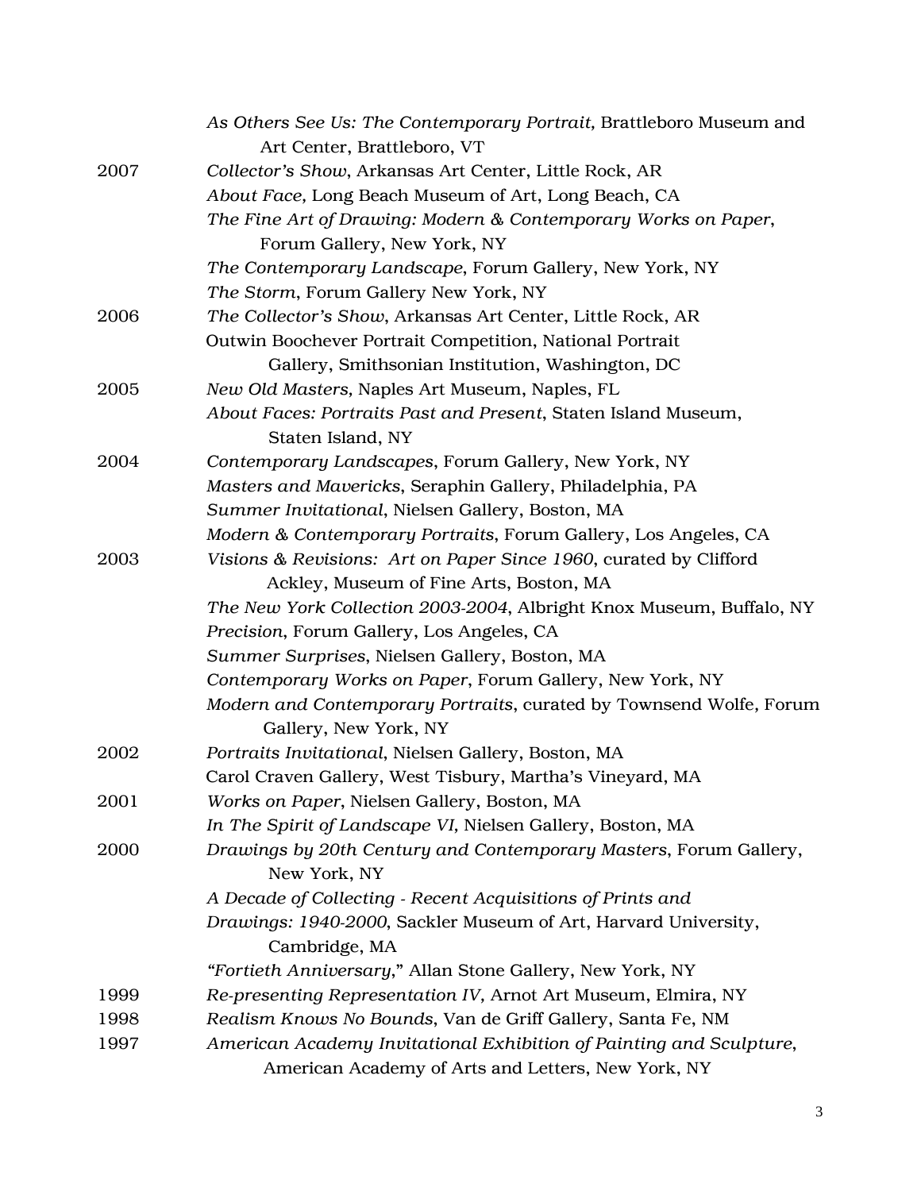| | |
|---|---|
| | *As Others See Us: The Contemporary Portrait*, Brattleboro Museum and Art Center, Brattleboro, VT |
| 2007 | *Collector's Show*, Arkansas Art Center, Little Rock, AR |
| | *About Face*, Long Beach Museum of Art, Long Beach, CA |
| | *The Fine Art of Drawing: Modern & Contemporary Works on Paper*, Forum Gallery, New York, NY |
| | *The Contemporary Landscape*, Forum Gallery, New York, NY |
| | *The Storm*, Forum Gallery New York, NY |
| 2006 | *The Collector's Show*, Arkansas Art Center, Little Rock, AR |
| | Outwin Boochever Portrait Competition, National Portrait Gallery, Smithsonian Institution, Washington, DC |
| 2005 | *New Old Masters*, Naples Art Museum, Naples, FL |
| | *About Faces: Portraits Past and Present*, Staten Island Museum, Staten Island, NY |
| 2004 | *Contemporary Landscapes*, Forum Gallery, New York, NY |
| | *Masters and Mavericks*, Seraphin Gallery, Philadelphia, PA |
| | *Summer Invitational*, Nielsen Gallery, Boston, MA |
| | *Modern & Contemporary Portraits*, Forum Gallery, Los Angeles, CA |
| 2003 | *Visions & Revisions: Art on Paper Since 1960*, curated by Clifford Ackley, Museum of Fine Arts, Boston, MA |
| | *The New York Collection 2003-2004*, Albright Knox Museum, Buffalo, NY |
| | *Precision*, Forum Gallery, Los Angeles, CA |
| | *Summer Surprises*, Nielsen Gallery, Boston, MA |
| | *Contemporary Works on Paper*, Forum Gallery, New York, NY |
| | *Modern and Contemporary Portraits*, curated by Townsend Wolfe, Forum Gallery, New York, NY |
| 2002 | *Portraits Invitational*, Nielsen Gallery, Boston, MA |
| | Carol Craven Gallery, West Tisbury, Martha's Vineyard, MA |
| 2001 | *Works on Paper*, Nielsen Gallery, Boston, MA |
| | *In The Spirit of Landscape VI,* Nielsen Gallery, Boston, MA |
| 2000 | *Drawings by 20th Century and Contemporary Masters*, Forum Gallery, New York, NY |
| | *A Decade of Collecting - Recent Acquisitions of Prints and Drawings: 1940-2000*, Sackler Museum of Art, Harvard University, Cambridge, MA |
| | *"Fortieth Anniversary*," Allan Stone Gallery, New York, NY |
| 1999 | *Re-presenting Representation IV,* Arnot Art Museum, Elmira, NY |
| 1998 | *Realism Knows No Bounds*, Van de Griff Gallery, Santa Fe, NM |
| 1997 | *American Academy Invitational Exhibition of Painting and Sculpture*, American Academy of Arts and Letters, New York, NY |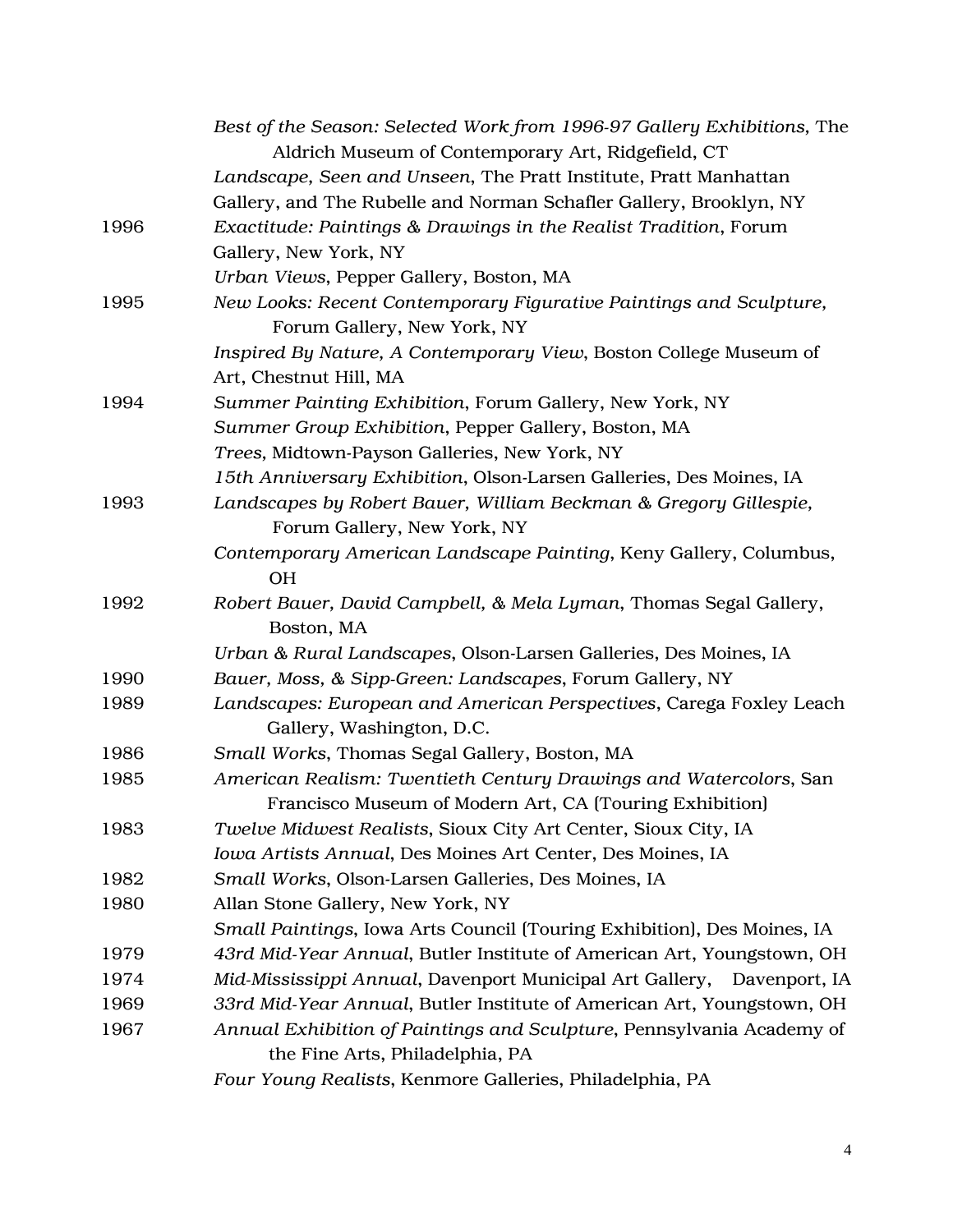| | |
|---|---|
| | *Best of the Season: Selected Work from 1996-97 Gallery Exhibitions*, The Aldrich Museum of Contemporary Art, Ridgefield, CT |
| | *Landscape, Seen and Unseen*, The Pratt Institute, Pratt Manhattan Gallery, and The Rubelle and Norman Schafler Gallery, Brooklyn, NY |
| 1996 | *Exactitude: Paintings & Drawings in the Realist Tradition*, Forum Gallery, New York, NY |
| | *Urban Views*, Pepper Gallery, Boston, MA |
| 1995 | *New Looks: Recent Contemporary Figurative Paintings and Sculpture,* Forum Gallery, New York, NY |
| | *Inspired By Nature, A Contemporary View*, Boston College Museum of Art, Chestnut Hill, MA |
| 1994 | *Summer Painting Exhibition*, Forum Gallery, New York, NY |
| | *Summer Group Exhibition*, Pepper Gallery, Boston, MA |
| | *Trees,* Midtown-Payson Galleries, New York, NY |
| | *15th Anniversary Exhibition*, Olson-Larsen Galleries, Des Moines, IA |
| 1993 | *Landscapes by Robert Bauer, William Beckman & Gregory Gillespie*, Forum Gallery, New York, NY |
| | *Contemporary American Landscape Painting*, Keny Gallery, Columbus, OH |
| 1992 | *Robert Bauer, David Campbell, & Mela Lyman*, Thomas Segal Gallery, Boston, MA |
| | *Urban & Rural Landscapes*, Olson-Larsen Galleries, Des Moines, IA |
| 1990 | *Bauer, Moss, & Sipp-Green: Landscapes*, Forum Gallery, NY |
| 1989 | *Landscapes: European and American Perspectives*, Carega Foxley Leach Gallery, Washington, D.C. |
| 1986 | *Small Works*, Thomas Segal Gallery, Boston, MA |
| 1985 | *American Realism: Twentieth Century Drawings and Watercolors*, San Francisco Museum of Modern Art, CA (Touring Exhibition) |
| 1983 | *Twelve Midwest Realists*, Sioux City Art Center, Sioux City, IA |
| | *Iowa Artists Annual*, Des Moines Art Center, Des Moines, IA |
| 1982 | *Small Works*, Olson-Larsen Galleries, Des Moines, IA |
| 1980 | Allan Stone Gallery, New York, NY |
| | *Small Paintings*, Iowa Arts Council (Touring Exhibition), Des Moines, IA |
| 1979 | *43rd Mid-Year Annual*, Butler Institute of American Art, Youngstown, OH |
| 1974 | *Mid-Mississippi Annual*, Davenport Municipal Art Gallery, Davenport, IA |
| 1969 | *33rd Mid-Year Annual*, Butler Institute of American Art, Youngstown, OH |
| 1967 | *Annual Exhibition of Paintings and Sculpture*, Pennsylvania Academy of the Fine Arts, Philadelphia, PA |
| | *Four Young Realists*, Kenmore Galleries, Philadelphia, PA |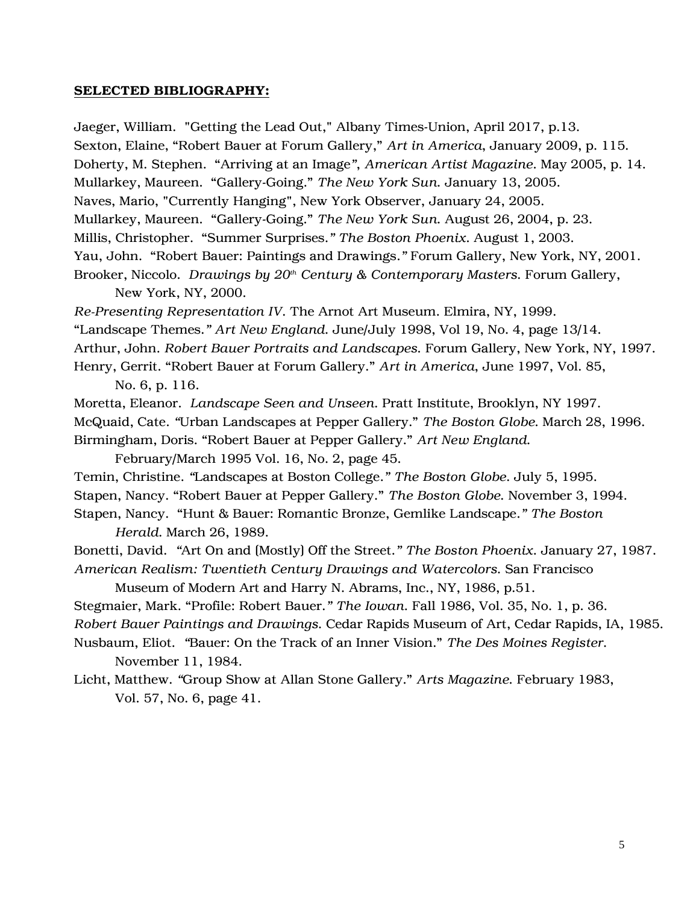**SELECTED BIBLIOGRAPHY:**

Jaeger, William. "Getting the Lead Out," Albany Times-Union, April 2017, p.13.

Sexton, Elaine, "Robert Bauer at Forum Gallery," *Art in America*, January 2009, p. 115.

Doherty, M. Stephen. "Arriving at an Image", *American Artist Magazine*. May 2005, p. 14.

Mullarkey, Maureen. "Gallery-Going." *The New York Sun*. January 13, 2005.

Naves, Mario, "Currently Hanging", New York Observer, January 24, 2005.

Mullarkey, Maureen. "Gallery-Going." *The New York Sun*. August 26, 2004, p. 23.

Millis, Christopher. "Summer Surprises." *The Boston Phoenix*. August 1, 2003.

Yau, John. "Robert Bauer: Paintings and Drawings." Forum Gallery, New York, NY, 2001.

Brooker, Niccolo. *Drawings by 20th Century & Contemporary Masters*. Forum Gallery, New York, NY, 2000.

*Re-Presenting Representation IV*. The Arnot Art Museum. Elmira, NY, 1999.

"Landscape Themes." *Art New England*. June/July 1998, Vol 19, No. 4, page 13/14.

Arthur, John. *Robert Bauer Portraits and Landscapes*. Forum Gallery, New York, NY, 1997.

Henry, Gerrit. "Robert Bauer at Forum Gallery." *Art in America*, June 1997, Vol. 85, No. 6, p. 116.

Moretta, Eleanor. *Landscape Seen and Unseen*. Pratt Institute, Brooklyn, NY 1997.

McQuaid, Cate. "Urban Landscapes at Pepper Gallery." *The Boston Globe*. March 28, 1996.

Birmingham, Doris. "Robert Bauer at Pepper Gallery." *Art New England*. February/March 1995 Vol. 16, No. 2, page 45.

Temin, Christine. "Landscapes at Boston College." *The Boston Globe*. July 5, 1995.

Stapen, Nancy. "Robert Bauer at Pepper Gallery." *The Boston Globe*. November 3, 1994.

Stapen, Nancy. "Hunt & Bauer: Romantic Bronze, Gemlike Landscape." *The Boston Herald*. March 26, 1989.

Bonetti, David. "Art On and (Mostly) Off the Street." *The Boston Phoenix*. January 27, 1987.

*American Realism: Twentieth Century Drawings and Watercolors*. San Francisco Museum of Modern Art and Harry N. Abrams, Inc., NY, 1986, p.51.

Stegmaier, Mark. "Profile: Robert Bauer." *The Iowan*. Fall 1986, Vol. 35, No. 1, p. 36.

*Robert Bauer Paintings and Drawings*. Cedar Rapids Museum of Art, Cedar Rapids, IA, 1985.

Nusbaum, Eliot. "Bauer: On the Track of an Inner Vision." *The Des Moines Register*. November 11, 1984.

Licht, Matthew. "Group Show at Allan Stone Gallery." *Arts Magazine*. February 1983, Vol. 57, No. 6, page 41.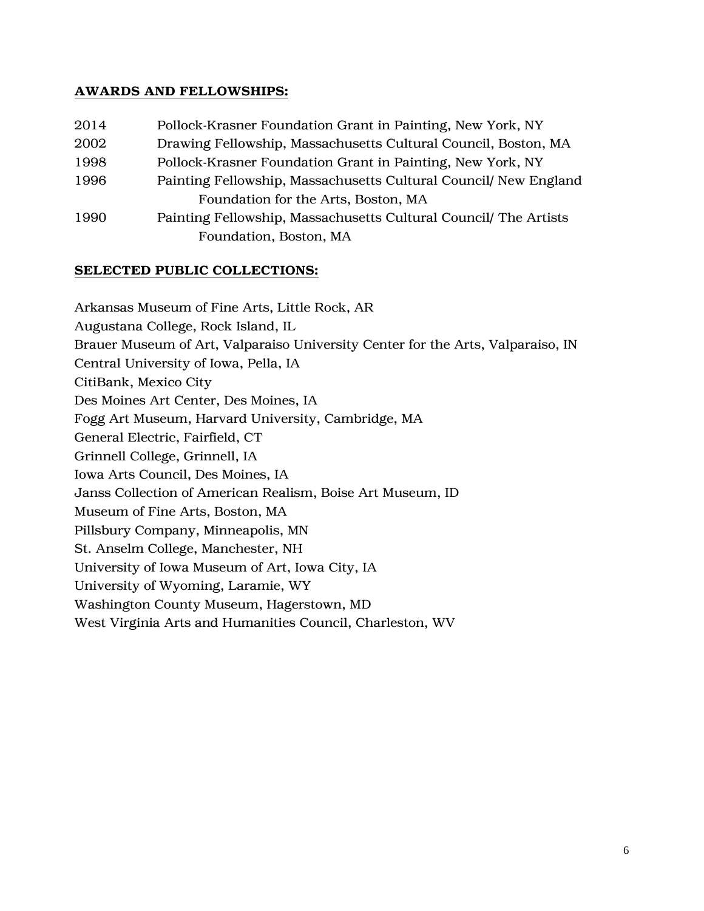**AWARDS AND FELLOWSHIPS:**

| | |
|---|---|
| 2014 | Pollock-Krasner Foundation Grant in Painting, New York, NY |
| 2002 | Drawing Fellowship, Massachusetts Cultural Council, Boston, MA |
| 1998 | Pollock-Krasner Foundation Grant in Painting, New York, NY |
| 1996 | Painting Fellowship, Massachusetts Cultural Council/ New England Foundation for the Arts, Boston, MA |
| 1990 | Painting Fellowship, Massachusetts Cultural Council/ The Artists Foundation, Boston, MA |

**SELECTED PUBLIC COLLECTIONS:**

Arkansas Museum of Fine Arts, Little Rock, AR
Augustana College, Rock Island, IL
Brauer Museum of Art, Valparaiso University Center for the Arts, Valparaiso, IN
Central University of Iowa, Pella, IA
CitiBank, Mexico City
Des Moines Art Center, Des Moines, IA
Fogg Art Museum, Harvard University, Cambridge, MA
General Electric, Fairfield, CT
Grinnell College, Grinnell, IA
Iowa Arts Council, Des Moines, IA
Janss Collection of American Realism, Boise Art Museum, ID
Museum of Fine Arts, Boston, MA
Pillsbury Company, Minneapolis, MN
St. Anselm College, Manchester, NH
University of Iowa Museum of Art, Iowa City, IA
University of Wyoming, Laramie, WY
Washington County Museum, Hagerstown, MD
West Virginia Arts and Humanities Council, Charleston, WV